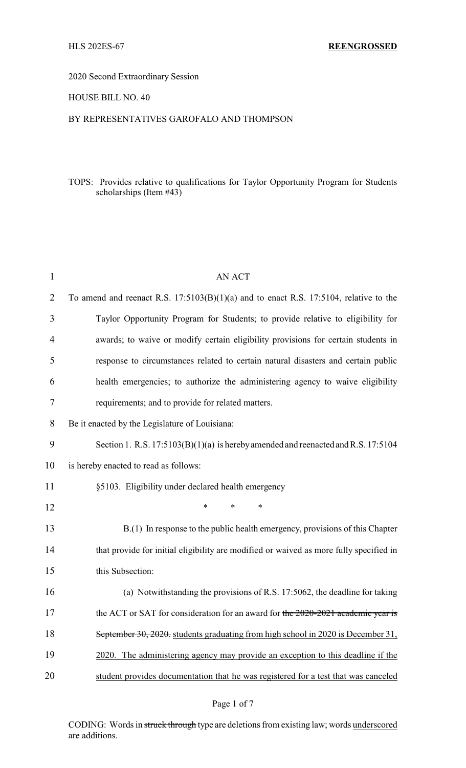HLS 202ES-67 **REENGROSSED**

2020 Second Extraordinary Session

HOUSE BILL NO. 40

BY REPRESENTATIVES GAROFALO AND THOMPSON

TOPS: Provides relative to qualifications for Taylor Opportunity Program for Students scholarships (Item #43)

AN ACT

To amend and reenact R.S. 17:5103(B)(1)(a) and to enact R.S. 17:5104, relative to the Taylor Opportunity Program for Students; to provide relative to eligibility for awards; to waive or modify certain eligibility provisions for certain students in response to circumstances related to certain natural disasters and certain public health emergencies; to authorize the administering agency to waive eligibility requirements; and to provide for related matters.

Be it enacted by the Legislature of Louisiana:

Section 1. R.S. 17:5103(B)(1)(a) is hereby amended and reenacted and R.S. 17:5104 is hereby enacted to read as follows:

§5103. Eligibility under declared health emergency

\* \* \*

B.(1) In response to the public health emergency, provisions of this Chapter that provide for initial eligibility are modified or waived as more fully specified in this Subsection:

(a) Notwithstanding the provisions of R.S. 17:5062, the deadline for taking the ACT or SAT for consideration for an award for ~~the 2020-2021 academic year is September 30, 2020.~~ students graduating from high school in 2020 is December 31, 2020. The administering agency may provide an exception to this deadline if the student provides documentation that he was registered for a test that was canceled

CODING: Words in ~~struck through~~ type are deletions from existing law; words <u>underscored</u> are additions.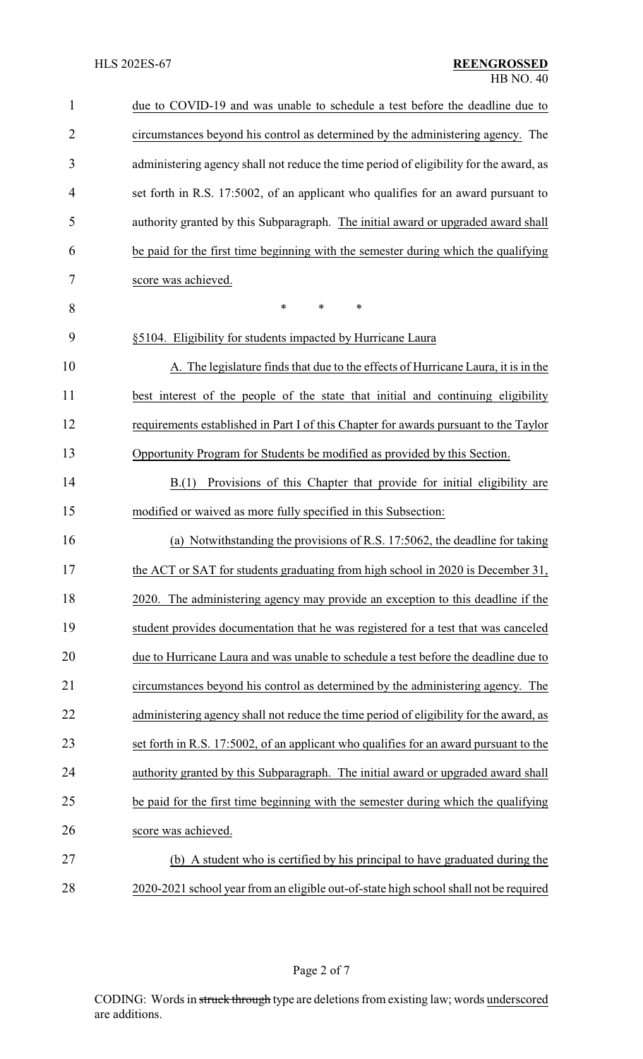due to COVID-19 and was unable to schedule a test before the deadline due to circumstances beyond his control as determined by the administering agency. The administering agency shall not reduce the time period of eligibility for the award, as set forth in R.S. 17:5002, of an applicant who qualifies for an award pursuant to authority granted by this Subparagraph. <u>The initial award or upgraded award shall be paid for the first time beginning with the semester during which the qualifying score was achieved.</u>

\* \* \*

<u>§5104. Eligibility for students impacted by Hurricane Laura</u>

<u>A. The legislature finds that due to the effects of Hurricane Laura, it is in the best interest of the people of the state that initial and continuing eligibility requirements established in Part I of this Chapter for awards pursuant to the Taylor Opportunity Program for Students be modified as provided by this Section.</u>

<u>B.(1) Provisions of this Chapter that provide for initial eligibility are modified or waived as more fully specified in this Subsection:</u>

<u>(a) Notwithstanding the provisions of R.S. 17:5062, the deadline for taking the ACT or SAT for students graduating from high school in 2020 is December 31, 2020. The administering agency may provide an exception to this deadline if the student provides documentation that he was registered for a test that was canceled due to Hurricane Laura and was unable to schedule a test before the deadline due to circumstances beyond his control as determined by the administering agency. The administering agency shall not reduce the time period of eligibility for the award, as set forth in R.S. 17:5002, of an applicant who qualifies for an award pursuant to the authority granted by this Subparagraph. The initial award or upgraded award shall be paid for the first time beginning with the semester during which the qualifying score was achieved.</u>

<u>(b) A student who is certified by his principal to have graduated during the 2020-2021 school year from an eligible out-of-state high school shall not be required</u>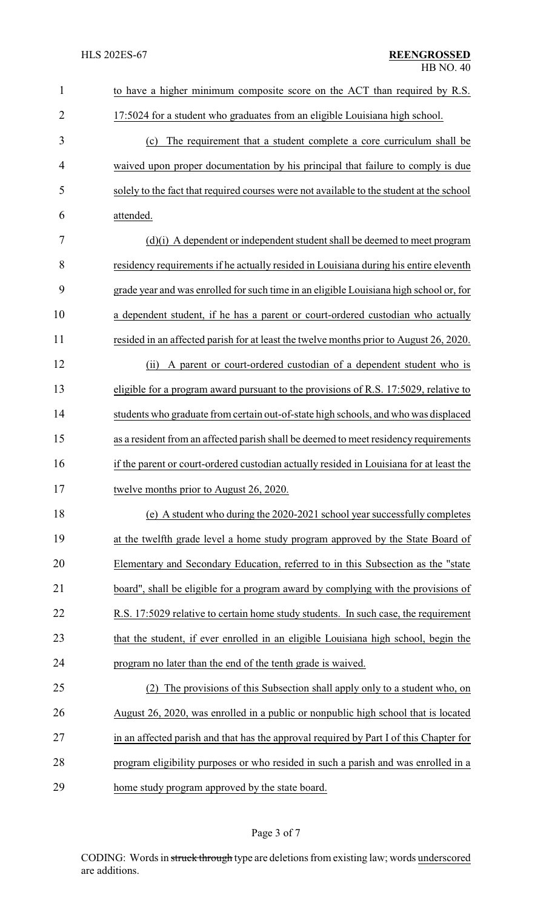to have a higher minimum composite score on the ACT than required by R.S. 17:5024 for a student who graduates from an eligible Louisiana high school.

(c) The requirement that a student complete a core curriculum shall be waived upon proper documentation by his principal that failure to comply is due solely to the fact that required courses were not available to the student at the school attended.

(d)(i) A dependent or independent student shall be deemed to meet program residency requirements if he actually resided in Louisiana during his entire eleventh grade year and was enrolled for such time in an eligible Louisiana high school or, for a dependent student, if he has a parent or court-ordered custodian who actually resided in an affected parish for at least the twelve months prior to August 26, 2020.

(ii) A parent or court-ordered custodian of a dependent student who is eligible for a program award pursuant to the provisions of R.S. 17:5029, relative to students who graduate from certain out-of-state high schools, and who was displaced as a resident from an affected parish shall be deemed to meet residency requirements if the parent or court-ordered custodian actually resided in Louisiana for at least the twelve months prior to August 26, 2020.

(e) A student who during the 2020-2021 school year successfully completes at the twelfth grade level a home study program approved by the State Board of Elementary and Secondary Education, referred to in this Subsection as the "state board", shall be eligible for a program award by complying with the provisions of R.S. 17:5029 relative to certain home study students. In such case, the requirement that the student, if ever enrolled in an eligible Louisiana high school, begin the program no later than the end of the tenth grade is waived.

(2) The provisions of this Subsection shall apply only to a student who, on August 26, 2020, was enrolled in a public or nonpublic high school that is located in an affected parish and that has the approval required by Part I of this Chapter for program eligibility purposes or who resided in such a parish and was enrolled in a home study program approved by the state board.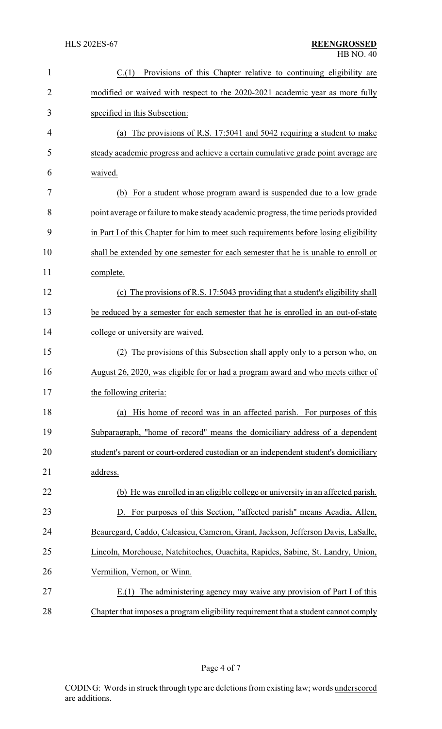C.(1) Provisions of this Chapter relative to continuing eligibility are modified or waived with respect to the 2020-2021 academic year as more fully specified in this Subsection:

(a) The provisions of R.S. 17:5041 and 5042 requiring a student to make steady academic progress and achieve a certain cumulative grade point average are waived.

(b) For a student whose program award is suspended due to a low grade point average or failure to make steady academic progress, the time periods provided in Part I of this Chapter for him to meet such requirements before losing eligibility shall be extended by one semester for each semester that he is unable to enroll or complete.

(c) The provisions of R.S. 17:5043 providing that a student's eligibility shall be reduced by a semester for each semester that he is enrolled in an out-of-state college or university are waived.

(2) The provisions of this Subsection shall apply only to a person who, on August 26, 2020, was eligible for or had a program award and who meets either of the following criteria:

(a) His home of record was in an affected parish. For purposes of this Subparagraph, "home of record" means the domiciliary address of a dependent student's parent or court-ordered custodian or an independent student's domiciliary address.

(b) He was enrolled in an eligible college or university in an affected parish.

D. For purposes of this Section, "affected parish" means Acadia, Allen, Beauregard, Caddo, Calcasieu, Cameron, Grant, Jackson, Jefferson Davis, LaSalle, Lincoln, Morehouse, Natchitoches, Ouachita, Rapides, Sabine, St. Landry, Union, Vermilion, Vernon, or Winn.

E.(1) The administering agency may waive any provision of Part I of this Chapter that imposes a program eligibility requirement that a student cannot comply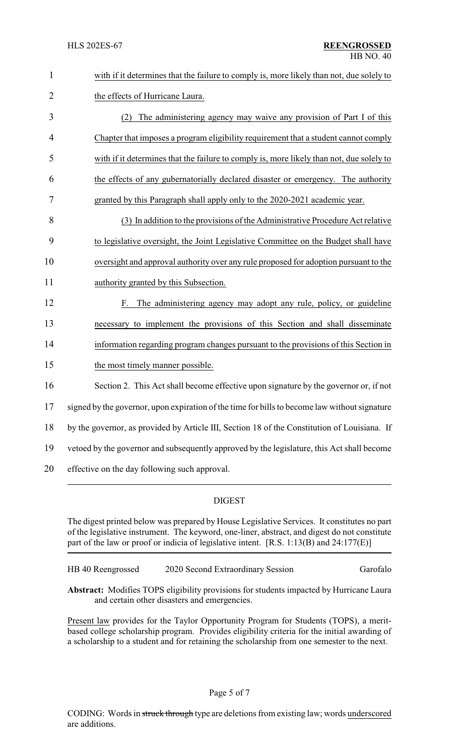with if it determines that the failure to comply is, more likely than not, due solely to the effects of Hurricane Laura.

(2) The administering agency may waive any provision of Part I of this Chapter that imposes a program eligibility requirement that a student cannot comply with if it determines that the failure to comply is, more likely than not, due solely to the effects of any gubernatorially declared disaster or emergency. The authority granted by this Paragraph shall apply only to the 2020-2021 academic year.

(3) In addition to the provisions of the Administrative Procedure Act relative to legislative oversight, the Joint Legislative Committee on the Budget shall have oversight and approval authority over any rule proposed for adoption pursuant to the authority granted by this Subsection.

F. The administering agency may adopt any rule, policy, or guideline necessary to implement the provisions of this Section and shall disseminate information regarding program changes pursuant to the provisions of this Section in the most timely manner possible.

Section 2. This Act shall become effective upon signature by the governor or, if not signed by the governor, upon expiration of the time for bills to become law without signature by the governor, as provided by Article III, Section 18 of the Constitution of Louisiana. If vetoed by the governor and subsequently approved by the legislature, this Act shall become effective on the day following such approval.

## DIGEST

The digest printed below was prepared by House Legislative Services. It constitutes no part of the legislative instrument. The keyword, one-liner, abstract, and digest do not constitute part of the law or proof or indicia of legislative intent. [R.S. 1:13(B) and 24:177(E)]

HB 40 Reengrossed 2020 Second Extraordinary Session Garofalo

**Abstract:** Modifies TOPS eligibility provisions for students impacted by Hurricane Laura and certain other disasters and emergencies.

Present law provides for the Taylor Opportunity Program for Students (TOPS), a merit-based college scholarship program. Provides eligibility criteria for the initial awarding of a scholarship to a student and for retaining the scholarship from one semester to the next.

CODING: Words in ~~struck through~~ type are deletions from existing law; words underscored are additions.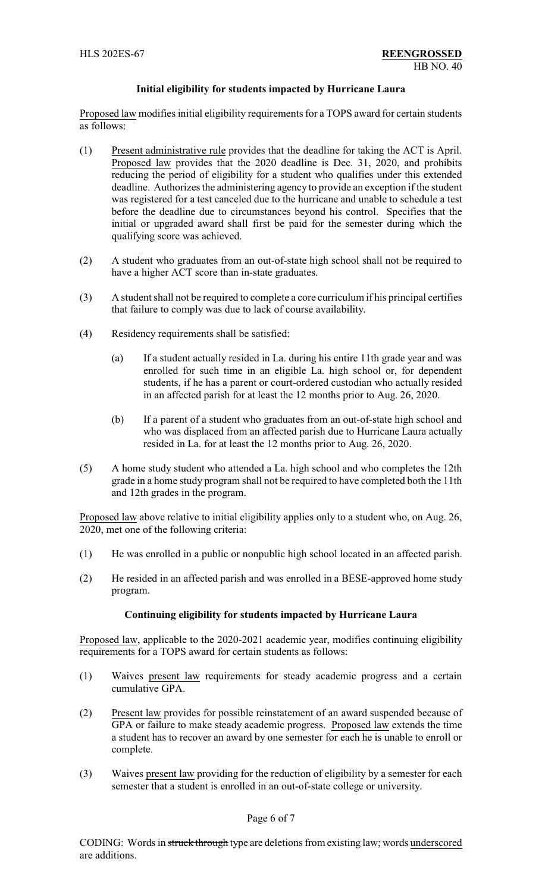### Initial eligibility for students impacted by Hurricane Laura

Proposed law modifies initial eligibility requirements for a TOPS award for certain students as follows:

(1) Present administrative rule provides that the deadline for taking the ACT is April. Proposed law provides that the 2020 deadline is Dec. 31, 2020, and prohibits reducing the period of eligibility for a student who qualifies under this extended deadline. Authorizes the administering agency to provide an exception if the student was registered for a test canceled due to the hurricane and unable to schedule a test before the deadline due to circumstances beyond his control. Specifies that the initial or upgraded award shall first be paid for the semester during which the qualifying score was achieved.

(2) A student who graduates from an out-of-state high school shall not be required to have a higher ACT score than in-state graduates.

(3) A student shall not be required to complete a core curriculum if his principal certifies that failure to comply was due to lack of course availability.

(4) Residency requirements shall be satisfied:

   (a) If a student actually resided in La. during his entire 11th grade year and was enrolled for such time in an eligible La. high school or, for dependent students, if he has a parent or court-ordered custodian who actually resided in an affected parish for at least the 12 months prior to Aug. 26, 2020.

   (b) If a parent of a student who graduates from an out-of-state high school and who was displaced from an affected parish due to Hurricane Laura actually resided in La. for at least the 12 months prior to Aug. 26, 2020.

(5) A home study student who attended a La. high school and who completes the 12th grade in a home study program shall not be required to have completed both the 11th and 12th grades in the program.

Proposed law above relative to initial eligibility applies only to a student who, on Aug. 26, 2020, met one of the following criteria:

(1) He was enrolled in a public or nonpublic high school located in an affected parish.

(2) He resided in an affected parish and was enrolled in a BESE-approved home study program.

### Continuing eligibility for students impacted by Hurricane Laura

Proposed law, applicable to the 2020-2021 academic year, modifies continuing eligibility requirements for a TOPS award for certain students as follows:

(1) Waives present law requirements for steady academic progress and a certain cumulative GPA.

(2) Present law provides for possible reinstatement of an award suspended because of GPA or failure to make steady academic progress. Proposed law extends the time a student has to recover an award by one semester for each he is unable to enroll or complete.

(3) Waives present law providing for the reduction of eligibility by a semester for each semester that a student is enrolled in an out-of-state college or university.

CODING: Words in ~~struck through~~ type are deletions from existing law; words underscored are additions.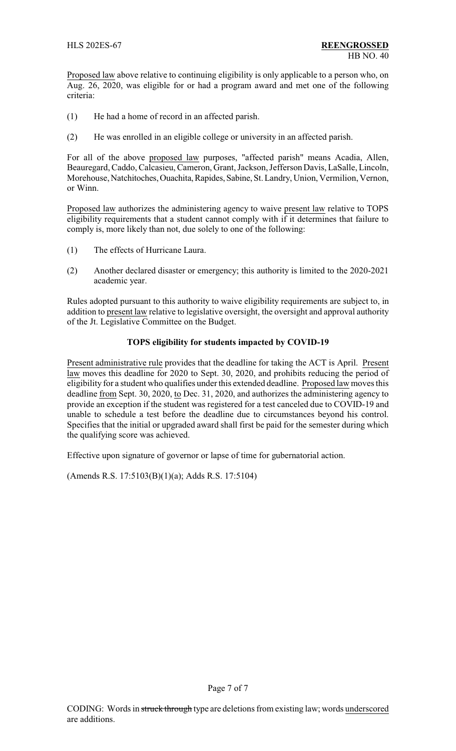Proposed law above relative to continuing eligibility is only applicable to a person who, on Aug. 26, 2020, was eligible for or had a program award and met one of the following criteria:

(1) He had a home of record in an affected parish.

(2) He was enrolled in an eligible college or university in an affected parish.

For all of the above proposed law purposes, "affected parish" means Acadia, Allen, Beauregard, Caddo, Calcasieu, Cameron, Grant, Jackson, Jefferson Davis, LaSalle, Lincoln, Morehouse, Natchitoches, Ouachita, Rapides, Sabine, St. Landry, Union, Vermilion, Vernon, or Winn.

Proposed law authorizes the administering agency to waive present law relative to TOPS eligibility requirements that a student cannot comply with if it determines that failure to comply is, more likely than not, due solely to one of the following:

(1) The effects of Hurricane Laura.

(2) Another declared disaster or emergency; this authority is limited to the 2020-2021 academic year.

Rules adopted pursuant to this authority to waive eligibility requirements are subject to, in addition to present law relative to legislative oversight, the oversight and approval authority of the Jt. Legislative Committee on the Budget.

**TOPS eligibility for students impacted by COVID-19**

Present administrative rule provides that the deadline for taking the ACT is April. Present law moves this deadline for 2020 to Sept. 30, 2020, and prohibits reducing the period of eligibility for a student who qualifies under this extended deadline. Proposed law moves this deadline from Sept. 30, 2020, to Dec. 31, 2020, and authorizes the administering agency to provide an exception if the student was registered for a test canceled due to COVID-19 and unable to schedule a test before the deadline due to circumstances beyond his control. Specifies that the initial or upgraded award shall first be paid for the semester during which the qualifying score was achieved.

Effective upon signature of governor or lapse of time for gubernatorial action.

(Amends R.S. 17:5103(B)(1)(a); Adds R.S. 17:5104)